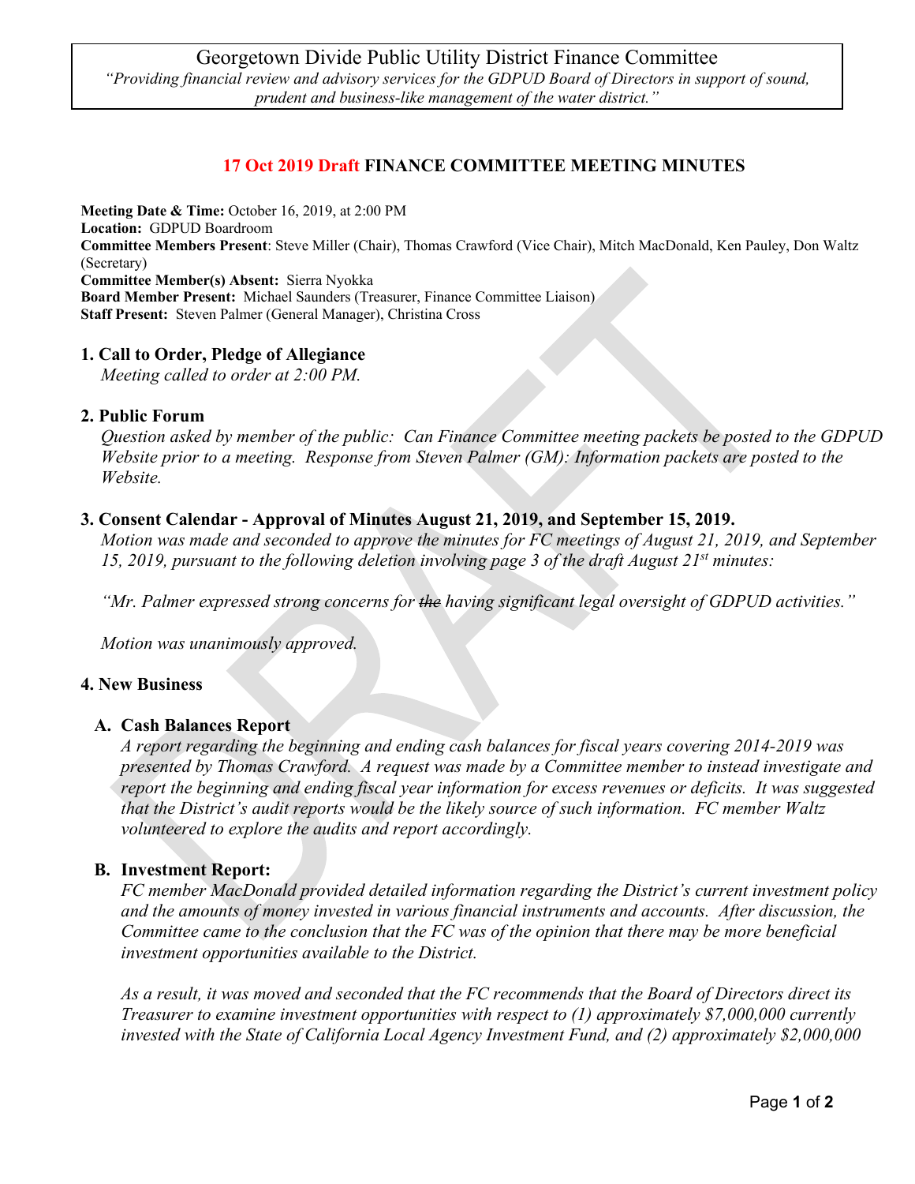Georgetown Divide Public Utility District Finance Committee

*"Providing financial review and advisory services for the GDPUD Board of Directors in support of sound, prudent and business-like management of the water district."*

## 17 Oct 2019 Draft FINANCE COMMITTEE MEETING MINUTES

**Meeting Date & Time:** October 16, 2019, at 2:00 PM
**Location:** GDPUD Boardroom
**Committee Members Present**: Steve Miller (Chair), Thomas Crawford (Vice Chair), Mitch MacDonald, Ken Pauley, Don Waltz (Secretary)
**Committee Member(s) Absent:** Sierra Nyokka
**Board Member Present:** Michael Saunders (Treasurer, Finance Committee Liaison)
**Staff Present:** Steven Palmer (General Manager), Christina Cross

### 1. Call to Order, Pledge of Allegiance

*Meeting called to order at 2:00 PM.*

### 2. Public Forum

*Question asked by member of the public: Can Finance Committee meeting packets be posted to the GDPUD Website prior to a meeting. Response from Steven Palmer (GM): Information packets are posted to the Website.*

### 3. Consent Calendar - Approval of Minutes August 21, 2019, and September 15, 2019.

*Motion was made and seconded to approve the minutes for FC meetings of August 21, 2019, and September 15, 2019, pursuant to the following deletion involving page 3 of the draft August 21st minutes:*

*"Mr. Palmer expressed strong concerns for ~~the~~ having significant legal oversight of GDPUD activities."*

*Motion was unanimously approved.*

### 4. New Business

#### A. Cash Balances Report

*A report regarding the beginning and ending cash balances for fiscal years covering 2014-2019 was presented by Thomas Crawford. A request was made by a Committee member to instead investigate and report the beginning and ending fiscal year information for excess revenues or deficits. It was suggested that the District's audit reports would be the likely source of such information. FC member Waltz volunteered to explore the audits and report accordingly.*

#### B. Investment Report:

*FC member MacDonald provided detailed information regarding the District's current investment policy and the amounts of money invested in various financial instruments and accounts. After discussion, the Committee came to the conclusion that the FC was of the opinion that there may be more beneficial investment opportunities available to the District.*

*As a result, it was moved and seconded that the FC recommends that the Board of Directors direct its Treasurer to examine investment opportunities with respect to (1) approximately $7,000,000 currently invested with the State of California Local Agency Investment Fund, and (2) approximately $2,000,000*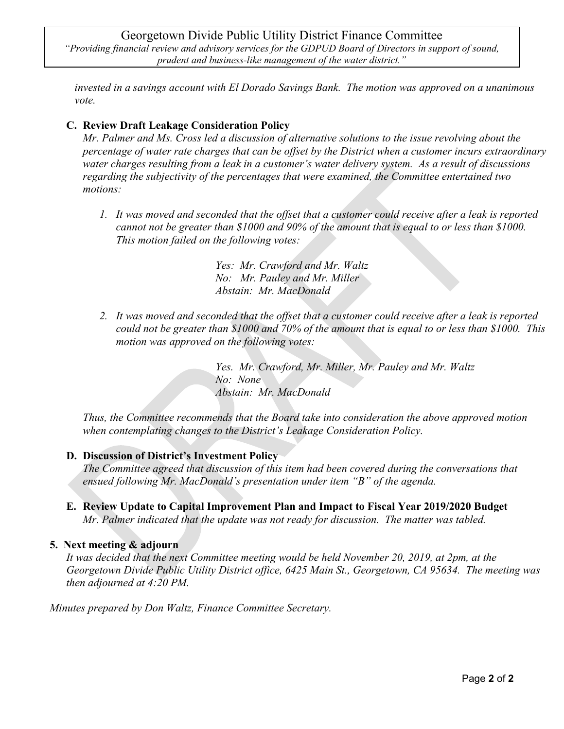*invested in a savings account with El Dorado Savings Bank. The motion was approved on a unanimous vote.*

**C. Review Draft Leakage Consideration Policy**

*Mr. Palmer and Ms. Cross led a discussion of alternative solutions to the issue revolving about the percentage of water rate charges that can be offset by the District when a customer incurs extraordinary water charges resulting from a leak in a customer's water delivery system. As a result of discussions regarding the subjectivity of the percentages that were examined, the Committee entertained two motions:*

1. *It was moved and seconded that the offset that a customer could receive after a leak is reported cannot not be greater than $1000 and 90% of the amount that is equal to or less than $1000. This motion failed on the following votes:*

   *Yes: Mr. Crawford and Mr. Waltz*
   *No: Mr. Pauley and Mr. Miller*
   *Abstain: Mr. MacDonald*

2. *It was moved and seconded that the offset that a customer could receive after a leak is reported could not be greater than $1000 and 70% of the amount that is equal to or less than $1000. This motion was approved on the following votes:*

   *Yes. Mr. Crawford, Mr. Miller, Mr. Pauley and Mr. Waltz*
   *No: None*
   *Abstain: Mr. MacDonald*

*Thus, the Committee recommends that the Board take into consideration the above approved motion when contemplating changes to the District's Leakage Consideration Policy.*

**D. Discussion of District's Investment Policy**

*The Committee agreed that discussion of this item had been covered during the conversations that ensued following Mr. MacDonald's presentation under item "B" of the agenda.*

**E. Review Update to Capital Improvement Plan and Impact to Fiscal Year 2019/2020 Budget**

*Mr. Palmer indicated that the update was not ready for discussion. The matter was tabled.*

**5. Next meeting & adjourn**

*It was decided that the next Committee meeting would be held November 20, 2019, at 2pm, at the Georgetown Divide Public Utility District office, 6425 Main St., Georgetown, CA 95634. The meeting was then adjourned at 4:20 PM.*

*Minutes prepared by Don Waltz, Finance Committee Secretary.*